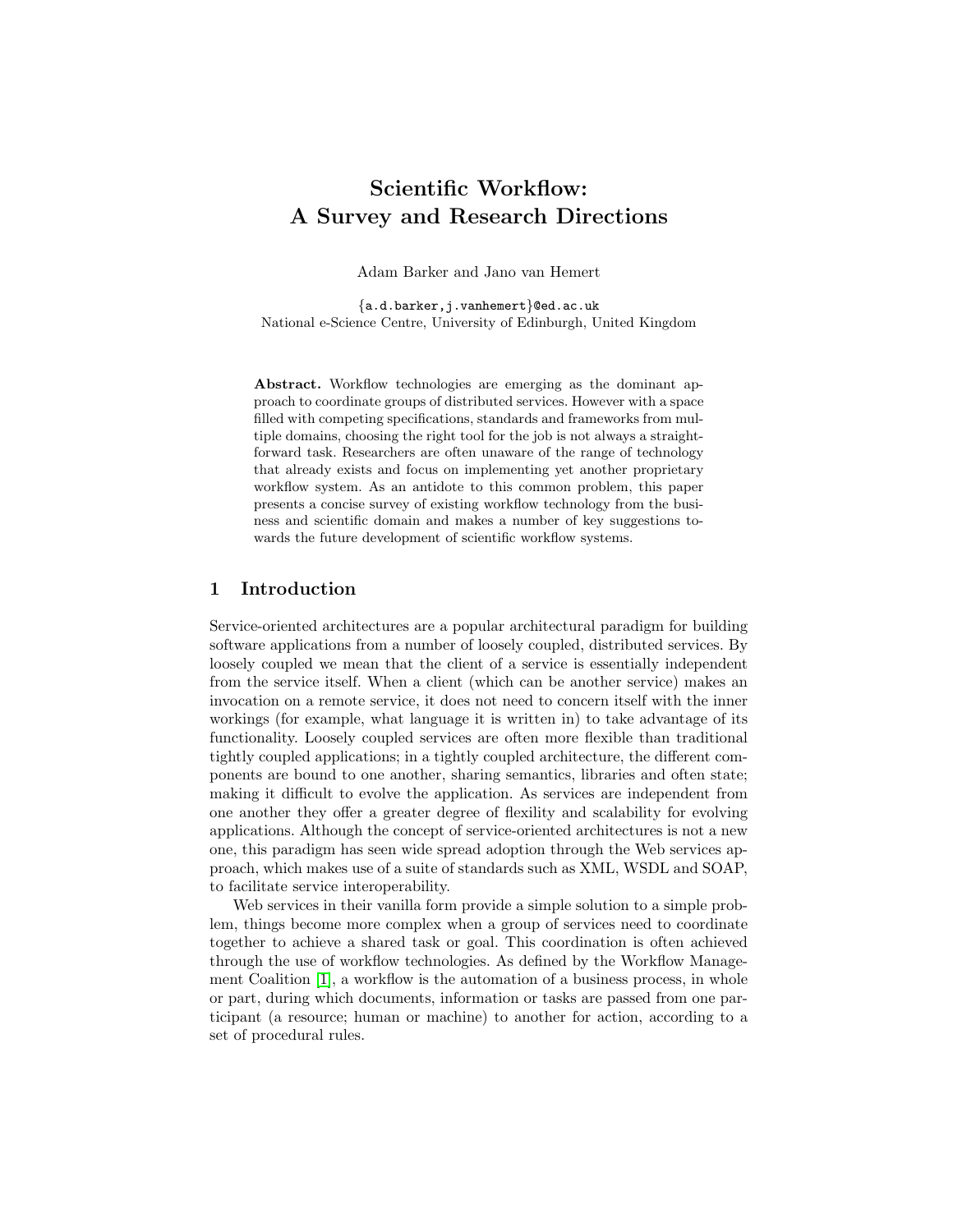# Scientific Workflow: A Survey and Research Directions

Adam Barker and Jano van Hemert

{a.d.barker,j.vanhemert}@ed.ac.uk
National e-Science Centre, University of Edinburgh, United Kingdom

**Abstract.** Workflow technologies are emerging as the dominant approach to coordinate groups of distributed services. However with a space filled with competing specifications, standards and frameworks from multiple domains, choosing the right tool for the job is not always a straightforward task. Researchers are often unaware of the range of technology that already exists and focus on implementing yet another proprietary workflow system. As an antidote to this common problem, this paper presents a concise survey of existing workflow technology from the business and scientific domain and makes a number of key suggestions towards the future development of scientific workflow systems.

## 1 Introduction

Service-oriented architectures are a popular architectural paradigm for building software applications from a number of loosely coupled, distributed services. By loosely coupled we mean that the client of a service is essentially independent from the service itself. When a client (which can be another service) makes an invocation on a remote service, it does not need to concern itself with the inner workings (for example, what language it is written in) to take advantage of its functionality. Loosely coupled services are often more flexible than traditional tightly coupled applications; in a tightly coupled architecture, the different components are bound to one another, sharing semantics, libraries and often state; making it difficult to evolve the application. As services are independent from one another they offer a greater degree of flexility and scalability for evolving applications. Although the concept of service-oriented architectures is not a new one, this paradigm has seen wide spread adoption through the Web services approach, which makes use of a suite of standards such as XML, WSDL and SOAP, to facilitate service interoperability.

Web services in their vanilla form provide a simple solution to a simple problem, things become more complex when a group of services need to coordinate together to achieve a shared task or goal. This coordination is often achieved through the use of workflow technologies. As defined by the Workflow Management Coalition [1], a workflow is the automation of a business process, in whole or part, during which documents, information or tasks are passed from one participant (a resource; human or machine) to another for action, according to a set of procedural rules.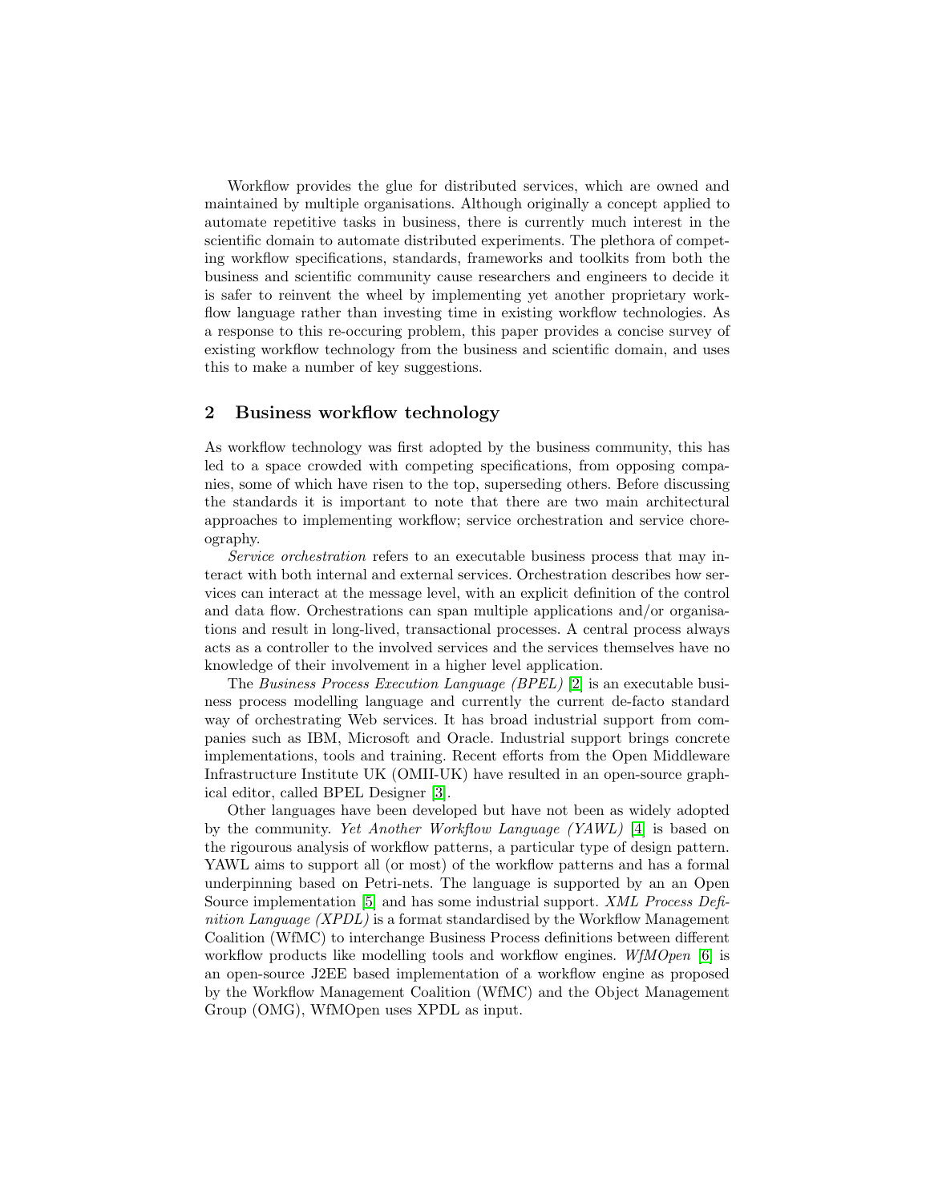Workflow provides the glue for distributed services, which are owned and maintained by multiple organisations. Although originally a concept applied to automate repetitive tasks in business, there is currently much interest in the scientific domain to automate distributed experiments. The plethora of competing workflow specifications, standards, frameworks and toolkits from both the business and scientific community cause researchers and engineers to decide it is safer to reinvent the wheel by implementing yet another proprietary workflow language rather than investing time in existing workflow technologies. As a response to this re-occuring problem, this paper provides a concise survey of existing workflow technology from the business and scientific domain, and uses this to make a number of key suggestions.

## 2 Business workflow technology

As workflow technology was first adopted by the business community, this has led to a space crowded with competing specifications, from opposing companies, some of which have risen to the top, superseding others. Before discussing the standards it is important to note that there are two main architectural approaches to implementing workflow; service orchestration and service choreography.

*Service orchestration* refers to an executable business process that may interact with both internal and external services. Orchestration describes how services can interact at the message level, with an explicit definition of the control and data flow. Orchestrations can span multiple applications and/or organisations and result in long-lived, transactional processes. A central process always acts as a controller to the involved services and the services themselves have no knowledge of their involvement in a higher level application.

The *Business Process Execution Language (BPEL)* [2] is an executable business process modelling language and currently the current de-facto standard way of orchestrating Web services. It has broad industrial support from companies such as IBM, Microsoft and Oracle. Industrial support brings concrete implementations, tools and training. Recent efforts from the Open Middleware Infrastructure Institute UK (OMII-UK) have resulted in an open-source graphical editor, called BPEL Designer [3].

Other languages have been developed but have not been as widely adopted by the community. *Yet Another Workflow Language (YAWL)* [4] is based on the rigourous analysis of workflow patterns, a particular type of design pattern. YAWL aims to support all (or most) of the workflow patterns and has a formal underpinning based on Petri-nets. The language is supported by an an Open Source implementation [5] and has some industrial support. *XML Process Definition Language (XPDL)* is a format standardised by the Workflow Management Coalition (WfMC) to interchange Business Process definitions between different workflow products like modelling tools and workflow engines. *WfMOpen* [6] is an open-source J2EE based implementation of a workflow engine as proposed by the Workflow Management Coalition (WfMC) and the Object Management Group (OMG), WfMOpen uses XPDL as input.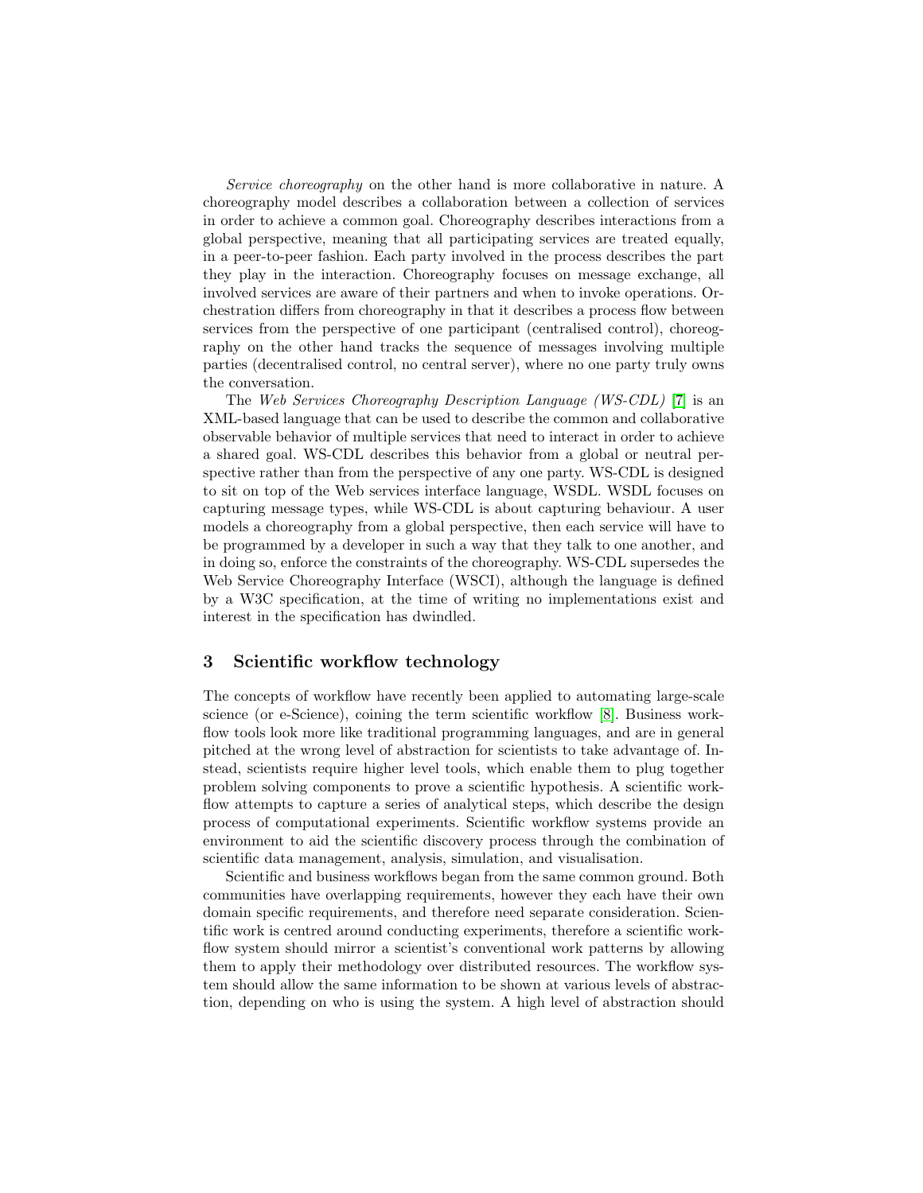*Service choreography* on the other hand is more collaborative in nature. A choreography model describes a collaboration between a collection of services in order to achieve a common goal. Choreography describes interactions from a global perspective, meaning that all participating services are treated equally, in a peer-to-peer fashion. Each party involved in the process describes the part they play in the interaction. Choreography focuses on message exchange, all involved services are aware of their partners and when to invoke operations. Orchestration differs from choreography in that it describes a process flow between services from the perspective of one participant (centralised control), choreography on the other hand tracks the sequence of messages involving multiple parties (decentralised control, no central server), where no one party truly owns the conversation.

The *Web Services Choreography Description Language (WS-CDL)* [7] is an XML-based language that can be used to describe the common and collaborative observable behavior of multiple services that need to interact in order to achieve a shared goal. WS-CDL describes this behavior from a global or neutral perspective rather than from the perspective of any one party. WS-CDL is designed to sit on top of the Web services interface language, WSDL. WSDL focuses on capturing message types, while WS-CDL is about capturing behaviour. A user models a choreography from a global perspective, then each service will have to be programmed by a developer in such a way that they talk to one another, and in doing so, enforce the constraints of the choreography. WS-CDL supersedes the Web Service Choreography Interface (WSCI), although the language is defined by a W3C specification, at the time of writing no implementations exist and interest in the specification has dwindled.

## 3 Scientific workflow technology

The concepts of workflow have recently been applied to automating large-scale science (or e-Science), coining the term scientific workflow [8]. Business workflow tools look more like traditional programming languages, and are in general pitched at the wrong level of abstraction for scientists to take advantage of. Instead, scientists require higher level tools, which enable them to plug together problem solving components to prove a scientific hypothesis. A scientific workflow attempts to capture a series of analytical steps, which describe the design process of computational experiments. Scientific workflow systems provide an environment to aid the scientific discovery process through the combination of scientific data management, analysis, simulation, and visualisation.

Scientific and business workflows began from the same common ground. Both communities have overlapping requirements, however they each have their own domain specific requirements, and therefore need separate consideration. Scientific work is centred around conducting experiments, therefore a scientific workflow system should mirror a scientist's conventional work patterns by allowing them to apply their methodology over distributed resources. The workflow system should allow the same information to be shown at various levels of abstraction, depending on who is using the system. A high level of abstraction should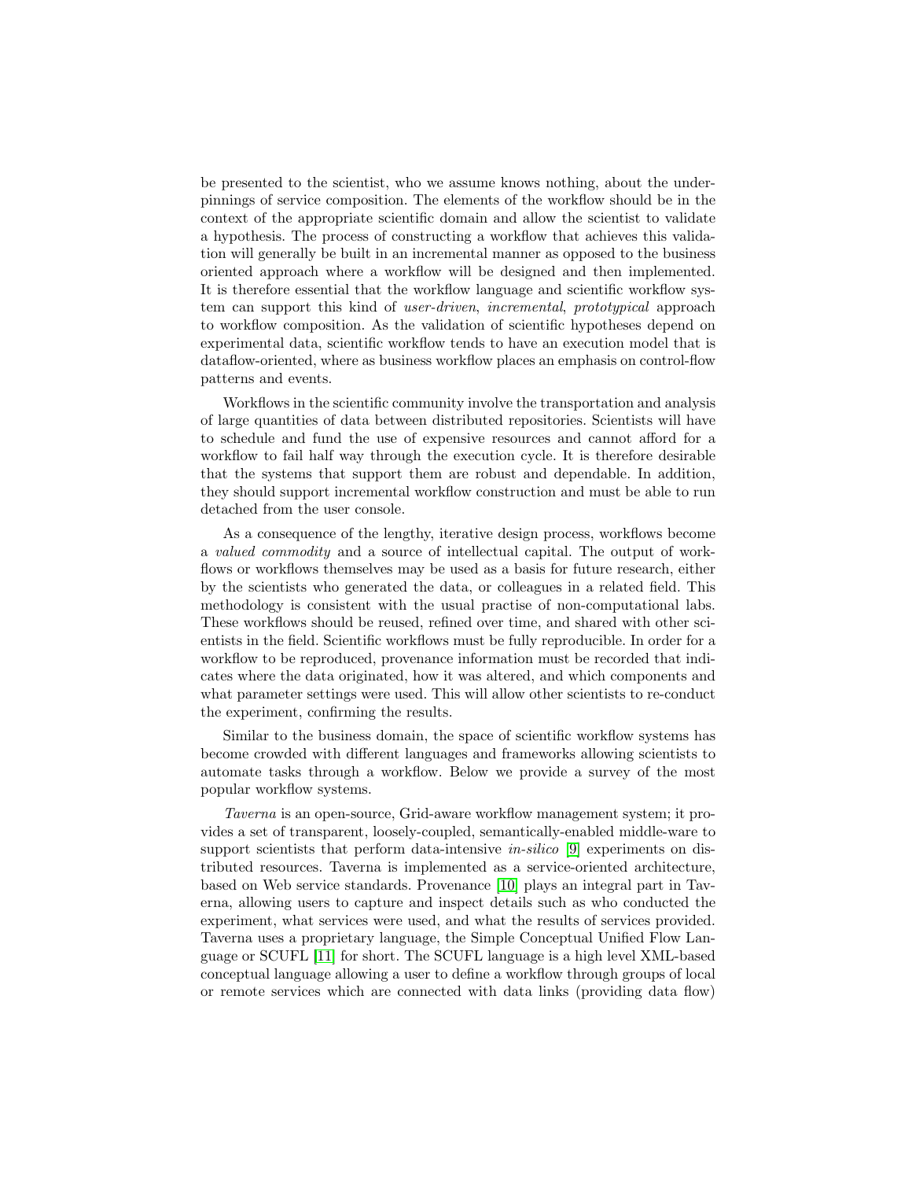be presented to the scientist, who we assume knows nothing, about the underpinnings of service composition. The elements of the workflow should be in the context of the appropriate scientific domain and allow the scientist to validate a hypothesis. The process of constructing a workflow that achieves this validation will generally be built in an incremental manner as opposed to the business oriented approach where a workflow will be designed and then implemented. It is therefore essential that the workflow language and scientific workflow system can support this kind of *user-driven*, *incremental*, *prototypical* approach to workflow composition. As the validation of scientific hypotheses depend on experimental data, scientific workflow tends to have an execution model that is dataflow-oriented, where as business workflow places an emphasis on control-flow patterns and events.

Workflows in the scientific community involve the transportation and analysis of large quantities of data between distributed repositories. Scientists will have to schedule and fund the use of expensive resources and cannot afford for a workflow to fail half way through the execution cycle. It is therefore desirable that the systems that support them are robust and dependable. In addition, they should support incremental workflow construction and must be able to run detached from the user console.

As a consequence of the lengthy, iterative design process, workflows become a *valued commodity* and a source of intellectual capital. The output of workflows or workflows themselves may be used as a basis for future research, either by the scientists who generated the data, or colleagues in a related field. This methodology is consistent with the usual practise of non-computational labs. These workflows should be reused, refined over time, and shared with other scientists in the field. Scientific workflows must be fully reproducible. In order for a workflow to be reproduced, provenance information must be recorded that indicates where the data originated, how it was altered, and which components and what parameter settings were used. This will allow other scientists to re-conduct the experiment, confirming the results.

Similar to the business domain, the space of scientific workflow systems has become crowded with different languages and frameworks allowing scientists to automate tasks through a workflow. Below we provide a survey of the most popular workflow systems.

*Taverna* is an open-source, Grid-aware workflow management system; it provides a set of transparent, loosely-coupled, semantically-enabled middle-ware to support scientists that perform data-intensive *in-silico* [9] experiments on distributed resources. Taverna is implemented as a service-oriented architecture, based on Web service standards. Provenance [10] plays an integral part in Taverna, allowing users to capture and inspect details such as who conducted the experiment, what services were used, and what the results of services provided. Taverna uses a proprietary language, the Simple Conceptual Unified Flow Language or SCUFL [11] for short. The SCUFL language is a high level XML-based conceptual language allowing a user to define a workflow through groups of local or remote services which are connected with data links (providing data flow)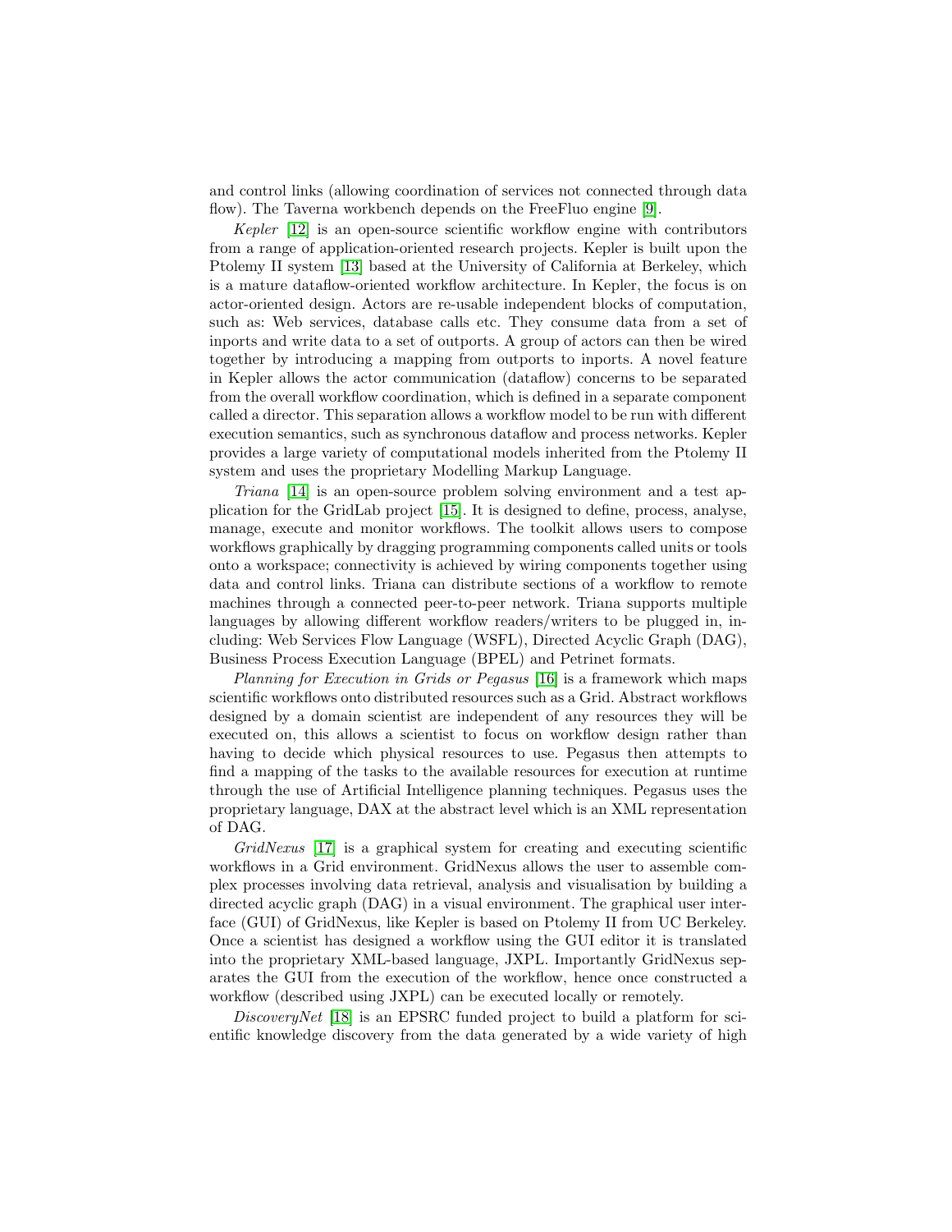and control links (allowing coordination of services not connected through data flow). The Taverna workbench depends on the FreeFluo engine [9].

*Kepler* [12] is an open-source scientific workflow engine with contributors from a range of application-oriented research projects. Kepler is built upon the Ptolemy II system [13] based at the University of California at Berkeley, which is a mature dataflow-oriented workflow architecture. In Kepler, the focus is on actor-oriented design. Actors are re-usable independent blocks of computation, such as: Web services, database calls etc. They consume data from a set of inports and write data to a set of outports. A group of actors can then be wired together by introducing a mapping from outports to inports. A novel feature in Kepler allows the actor communication (dataflow) concerns to be separated from the overall workflow coordination, which is defined in a separate component called a director. This separation allows a workflow model to be run with different execution semantics, such as synchronous dataflow and process networks. Kepler provides a large variety of computational models inherited from the Ptolemy II system and uses the proprietary Modelling Markup Language.

*Triana* [14] is an open-source problem solving environment and a test application for the GridLab project [15]. It is designed to define, process, analyse, manage, execute and monitor workflows. The toolkit allows users to compose workflows graphically by dragging programming components called units or tools onto a workspace; connectivity is achieved by wiring components together using data and control links. Triana can distribute sections of a workflow to remote machines through a connected peer-to-peer network. Triana supports multiple languages by allowing different workflow readers/writers to be plugged in, including: Web Services Flow Language (WSFL), Directed Acyclic Graph (DAG), Business Process Execution Language (BPEL) and Petrinet formats.

*Planning for Execution in Grids or Pegasus* [16] is a framework which maps scientific workflows onto distributed resources such as a Grid. Abstract workflows designed by a domain scientist are independent of any resources they will be executed on, this allows a scientist to focus on workflow design rather than having to decide which physical resources to use. Pegasus then attempts to find a mapping of the tasks to the available resources for execution at runtime through the use of Artificial Intelligence planning techniques. Pegasus uses the proprietary language, DAX at the abstract level which is an XML representation of DAG.

*GridNexus* [17] is a graphical system for creating and executing scientific workflows in a Grid environment. GridNexus allows the user to assemble complex processes involving data retrieval, analysis and visualisation by building a directed acyclic graph (DAG) in a visual environment. The graphical user interface (GUI) of GridNexus, like Kepler is based on Ptolemy II from UC Berkeley. Once a scientist has designed a workflow using the GUI editor it is translated into the proprietary XML-based language, JXPL. Importantly GridNexus separates the GUI from the execution of the workflow, hence once constructed a workflow (described using JXPL) can be executed locally or remotely.

*DiscoveryNet* [18] is an EPSRC funded project to build a platform for scientific knowledge discovery from the data generated by a wide variety of high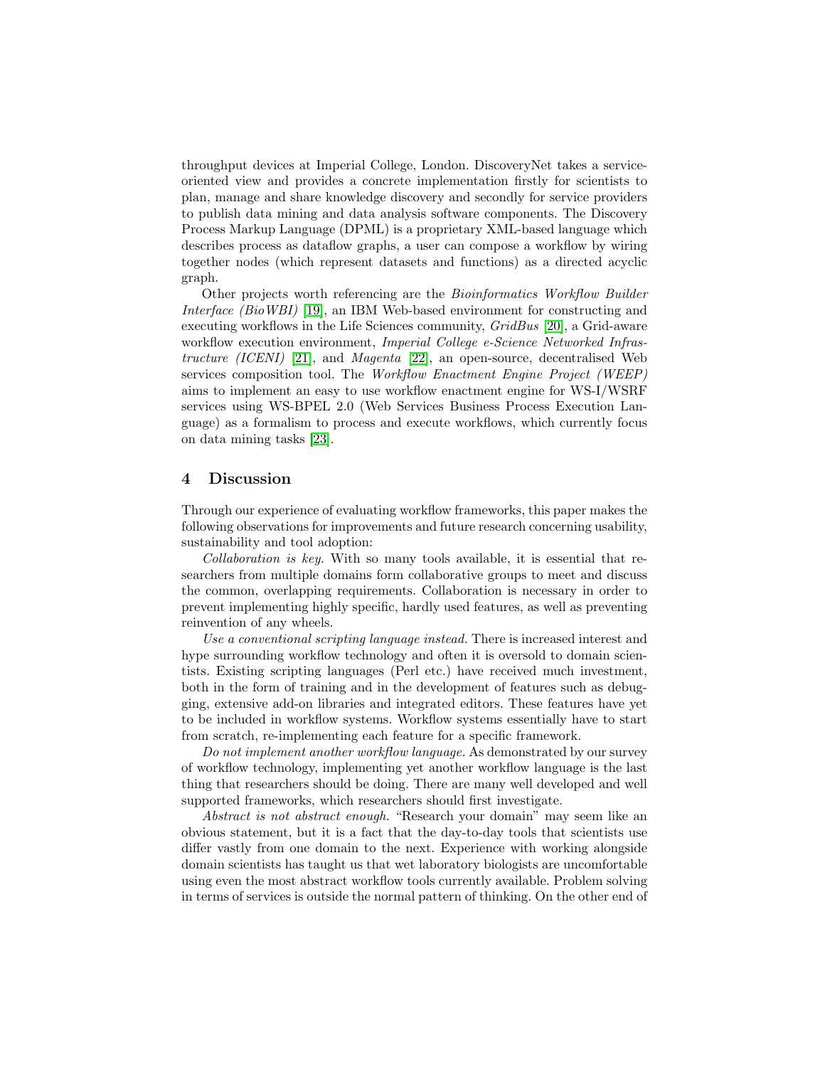throughput devices at Imperial College, London. DiscoveryNet takes a service-oriented view and provides a concrete implementation firstly for scientists to plan, manage and share knowledge discovery and secondly for service providers to publish data mining and data analysis software components. The Discovery Process Markup Language (DPML) is a proprietary XML-based language which describes process as dataflow graphs, a user can compose a workflow by wiring together nodes (which represent datasets and functions) as a directed acyclic graph.

Other projects worth referencing are the *Bioinformatics Workflow Builder Interface (BioWBI)* [19], an IBM Web-based environment for constructing and executing workflows in the Life Sciences community, *GridBus* [20], a Grid-aware workflow execution environment, *Imperial College e-Science Networked Infrastructure (ICENI)* [21], and *Magenta* [22], an open-source, decentralised Web services composition tool. The *Workflow Enactment Engine Project (WEEP)* aims to implement an easy to use workflow enactment engine for WS-I/WSRF services using WS-BPEL 2.0 (Web Services Business Process Execution Language) as a formalism to process and execute workflows, which currently focus on data mining tasks [23].

## 4 Discussion

Through our experience of evaluating workflow frameworks, this paper makes the following observations for improvements and future research concerning usability, sustainability and tool adoption:

*Collaboration is key.* With so many tools available, it is essential that researchers from multiple domains form collaborative groups to meet and discuss the common, overlapping requirements. Collaboration is necessary in order to prevent implementing highly specific, hardly used features, as well as preventing reinvention of any wheels.

*Use a conventional scripting language instead.* There is increased interest and hype surrounding workflow technology and often it is oversold to domain scientists. Existing scripting languages (Perl etc.) have received much investment, both in the form of training and in the development of features such as debugging, extensive add-on libraries and integrated editors. These features have yet to be included in workflow systems. Workflow systems essentially have to start from scratch, re-implementing each feature for a specific framework.

*Do not implement another workflow language.* As demonstrated by our survey of workflow technology, implementing yet another workflow language is the last thing that researchers should be doing. There are many well developed and well supported frameworks, which researchers should first investigate.

*Abstract is not abstract enough.* "Research your domain" may seem like an obvious statement, but it is a fact that the day-to-day tools that scientists use differ vastly from one domain to the next. Experience with working alongside domain scientists has taught us that wet laboratory biologists are uncomfortable using even the most abstract workflow tools currently available. Problem solving in terms of services is outside the normal pattern of thinking. On the other end of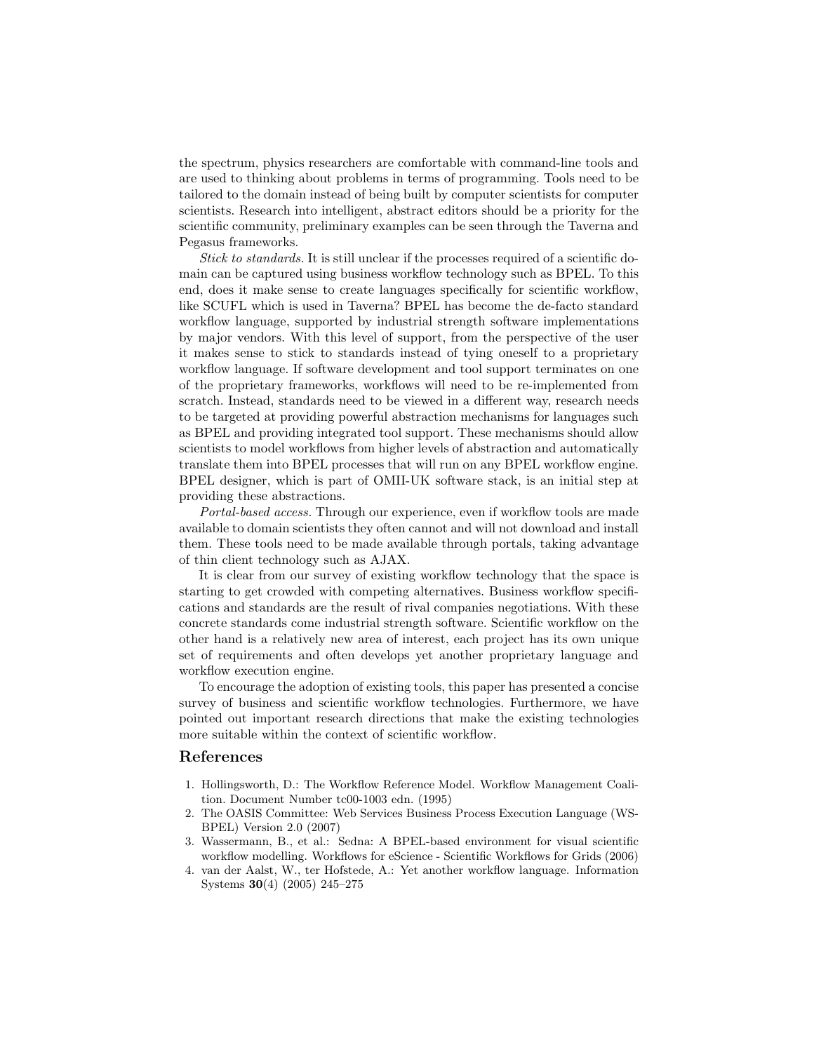the spectrum, physics researchers are comfortable with command-line tools and are used to thinking about problems in terms of programming. Tools need to be tailored to the domain instead of being built by computer scientists for computer scientists. Research into intelligent, abstract editors should be a priority for the scientific community, preliminary examples can be seen through the Taverna and Pegasus frameworks.

*Stick to standards.* It is still unclear if the processes required of a scientific domain can be captured using business workflow technology such as BPEL. To this end, does it make sense to create languages specifically for scientific workflow, like SCUFL which is used in Taverna? BPEL has become the de-facto standard workflow language, supported by industrial strength software implementations by major vendors. With this level of support, from the perspective of the user it makes sense to stick to standards instead of tying oneself to a proprietary workflow language. If software development and tool support terminates on one of the proprietary frameworks, workflows will need to be re-implemented from scratch. Instead, standards need to be viewed in a different way, research needs to be targeted at providing powerful abstraction mechanisms for languages such as BPEL and providing integrated tool support. These mechanisms should allow scientists to model workflows from higher levels of abstraction and automatically translate them into BPEL processes that will run on any BPEL workflow engine. BPEL designer, which is part of OMII-UK software stack, is an initial step at providing these abstractions.

*Portal-based access.* Through our experience, even if workflow tools are made available to domain scientists they often cannot and will not download and install them. These tools need to be made available through portals, taking advantage of thin client technology such as AJAX.

It is clear from our survey of existing workflow technology that the space is starting to get crowded with competing alternatives. Business workflow specifications and standards are the result of rival companies negotiations. With these concrete standards come industrial strength software. Scientific workflow on the other hand is a relatively new area of interest, each project has its own unique set of requirements and often develops yet another proprietary language and workflow execution engine.

To encourage the adoption of existing tools, this paper has presented a concise survey of business and scientific workflow technologies. Furthermore, we have pointed out important research directions that make the existing technologies more suitable within the context of scientific workflow.

## References

1. Hollingsworth, D.: The Workflow Reference Model. Workflow Management Coalition. Document Number tc00-1003 edn. (1995)
2. The OASIS Committee: Web Services Business Process Execution Language (WS-BPEL) Version 2.0 (2007)
3. Wassermann, B., et al.: Sedna: A BPEL-based environment for visual scientific workflow modelling. Workflows for eScience - Scientific Workflows for Grids (2006)
4. van der Aalst, W., ter Hofstede, A.: Yet another workflow language. Information Systems **30**(4) (2005) 245–275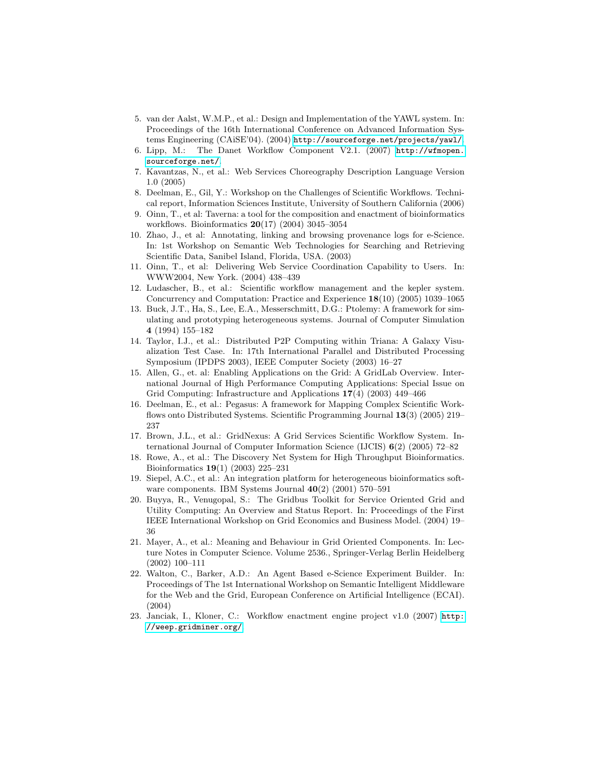5. van der Aalst, W.M.P., et al.: Design and Implementation of the YAWL system. In: Proceedings of the 16th International Conference on Advanced Information Systems Engineering (CAiSE'04). (2004) http://sourceforge.net/projects/yawl/.
6. Lipp, M.: The Danet Workflow Component V2.1. (2007) http://wfmopen.sourceforge.net/.
7. Kavantzas, N., et al.: Web Services Choreography Description Language Version 1.0 (2005)
8. Deelman, E., Gil, Y.: Workshop on the Challenges of Scientific Workflows. Technical report, Information Sciences Institute, University of Southern California (2006)
9. Oinn, T., et al: Taverna: a tool for the composition and enactment of bioinformatics workflows. Bioinformatics **20**(17) (2004) 3045–3054
10. Zhao, J., et al: Annotating, linking and browsing provenance logs for e-Science. In: 1st Workshop on Semantic Web Technologies for Searching and Retrieving Scientific Data, Sanibel Island, Florida, USA. (2003)
11. Oinn, T., et al: Delivering Web Service Coordination Capability to Users. In: WWW2004, New York. (2004) 438–439
12. Ludascher, B., et al.: Scientific workflow management and the kepler system. Concurrency and Computation: Practice and Experience **18**(10) (2005) 1039–1065
13. Buck, J.T., Ha, S., Lee, E.A., Messerschmitt, D.G.: Ptolemy: A framework for simulating and prototyping heterogeneous systems. Journal of Computer Simulation **4** (1994) 155–182
14. Taylor, I.J., et al.: Distributed P2P Computing within Triana: A Galaxy Visualization Test Case. In: 17th International Parallel and Distributed Processing Symposium (IPDPS 2003), IEEE Computer Society (2003) 16–27
15. Allen, G., et. al: Enabling Applications on the Grid: A GridLab Overview. International Journal of High Performance Computing Applications: Special Issue on Grid Computing: Infrastructure and Applications **17**(4) (2003) 449–466
16. Deelman, E., et al.: Pegasus: A framework for Mapping Complex Scientific Workflows onto Distributed Systems. Scientific Programming Journal **13**(3) (2005) 219–237
17. Brown, J.L., et al.: GridNexus: A Grid Services Scientific Workflow System. International Journal of Computer Information Science (IJCIS) **6**(2) (2005) 72–82
18. Rowe, A., et al.: The Discovery Net System for High Throughput Bioinformatics. Bioinformatics **19**(1) (2003) 225–231
19. Siepel, A.C., et al.: An integration platform for heterogeneous bioinformatics software components. IBM Systems Journal **40**(2) (2001) 570–591
20. Buyya, R., Venugopal, S.: The Gridbus Toolkit for Service Oriented Grid and Utility Computing: An Overview and Status Report. In: Proceedings of the First IEEE International Workshop on Grid Economics and Business Model. (2004) 19–36
21. Mayer, A., et al.: Meaning and Behaviour in Grid Oriented Components. In: Lecture Notes in Computer Science. Volume 2536., Springer-Verlag Berlin Heidelberg (2002) 100–111
22. Walton, C., Barker, A.D.: An Agent Based e-Science Experiment Builder. In: Proceedings of The 1st International Workshop on Semantic Intelligent Middleware for the Web and the Grid, European Conference on Artificial Intelligence (ECAI). (2004)
23. Janciak, I., Kloner, C.: Workflow enactment engine project v1.0 (2007) http://weep.gridminer.org/